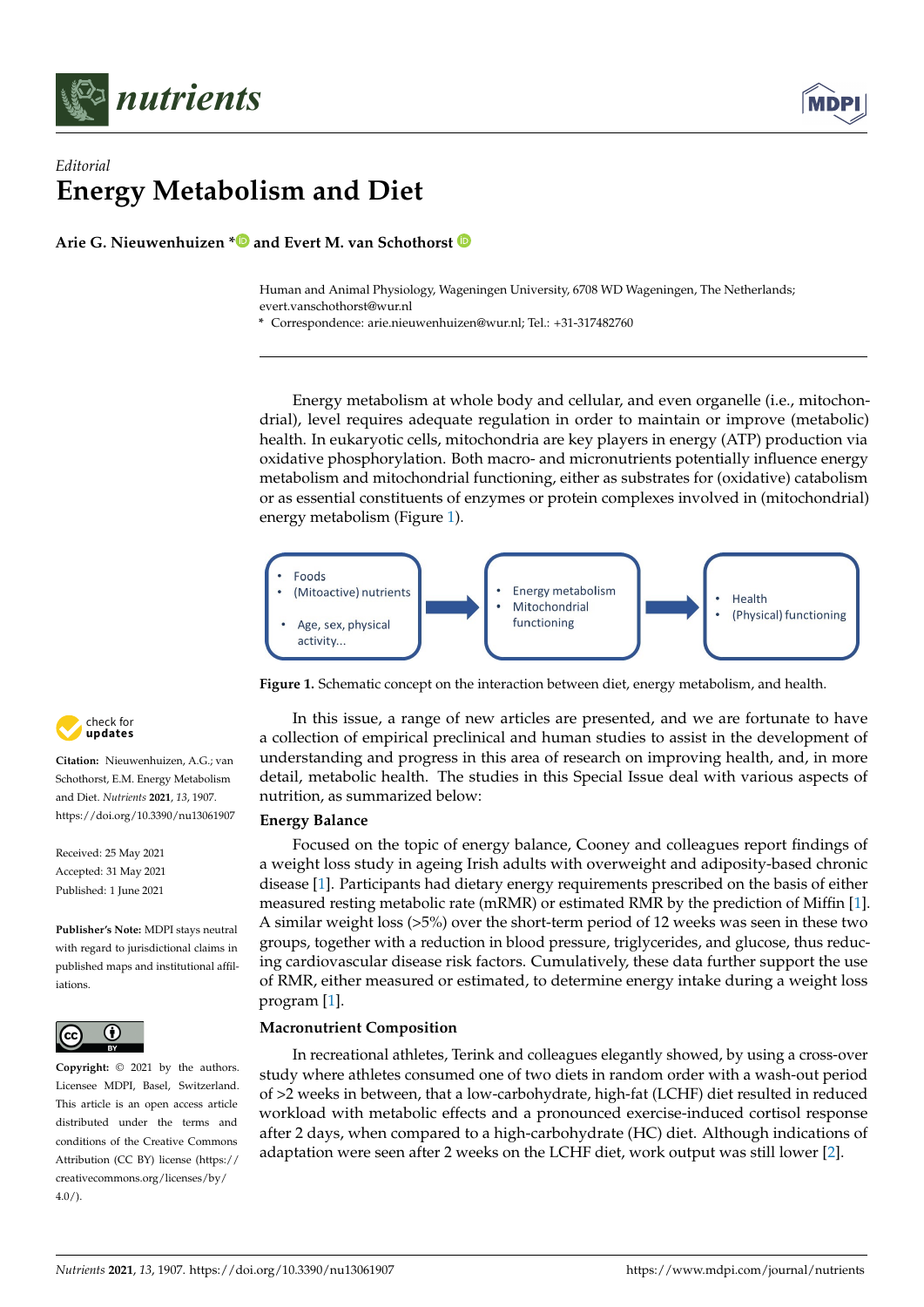*Editorial*

# Energy Metabolism and Diet

**Arie G. Nieuwenhuizen * and Evert M. van Schothorst**

Human and Animal Physiology, Wageningen University, 6708 WD Wageningen, The Netherlands; evert.vanschothorst@wur.nl

* Correspondence: arie.nieuwenhuizen@wur.nl; Tel.: +31-317482760

**Citation:** Nieuwenhuizen, A.G.; van Schothorst, E.M. Energy Metabolism and Diet. *Nutrients* **2021**, *13*, 1907. https://doi.org/10.3390/nu13061907

Received: 25 May 2021
Accepted: 31 May 2021
Published: 1 June 2021

**Publisher's Note:** MDPI stays neutral with regard to jurisdictional claims in published maps and institutional affiliations.

**Copyright:** © 2021 by the authors. Licensee MDPI, Basel, Switzerland. This article is an open access article distributed under the terms and conditions of the Creative Commons Attribution (CC BY) license (https://creativecommons.org/licenses/by/4.0/).

Energy metabolism at whole body and cellular, and even organelle (i.e., mitochondrial), level requires adequate regulation in order to maintain or improve (metabolic) health. In eukaryotic cells, mitochondria are key players in energy (ATP) production via oxidative phosphorylation. Both macro- and micronutrients potentially influence energy metabolism and mitochondrial functioning, either as substrates for (oxidative) catabolism or as essential constituents of enzymes or protein complexes involved in (mitochondrial) energy metabolism (Figure 1).

- Foods
- (Mitoactive) nutrients
- Age, sex, physical activity...

→

- Energy metabolism
- Mitochondrial functioning

→

- Health
- (Physical) functioning

**Figure 1.** Schematic concept on the interaction between diet, energy metabolism, and health.

In this issue, a range of new articles are presented, and we are fortunate to have a collection of empirical preclinical and human studies to assist in the development of understanding and progress in this area of research on improving health, and, in more detail, metabolic health. The studies in this Special Issue deal with various aspects of nutrition, as summarized below:

## Energy Balance

Focused on the topic of energy balance, Cooney and colleagues report findings of a weight loss study in ageing Irish adults with overweight and adiposity-based chronic disease [1]. Participants had dietary energy requirements prescribed on the basis of either measured resting metabolic rate (mRMR) or estimated RMR by the prediction of Mifflin [1]. A similar weight loss (>5%) over the short-term period of 12 weeks was seen in these two groups, together with a reduction in blood pressure, triglycerides, and glucose, thus reducing cardiovascular disease risk factors. Cumulatively, these data further support the use of RMR, either measured or estimated, to determine energy intake during a weight loss program [1].

## Macronutrient Composition

In recreational athletes, Terink and colleagues elegantly showed, by using a cross-over study where athletes consumed one of two diets in random order with a wash-out period of >2 weeks in between, that a low-carbohydrate, high-fat (LCHF) diet resulted in reduced workload with metabolic effects and a pronounced exercise-induced cortisol response after 2 days, when compared to a high-carbohydrate (HC) diet. Although indications of adaptation were seen after 2 weeks on the LCHF diet, work output was still lower [2].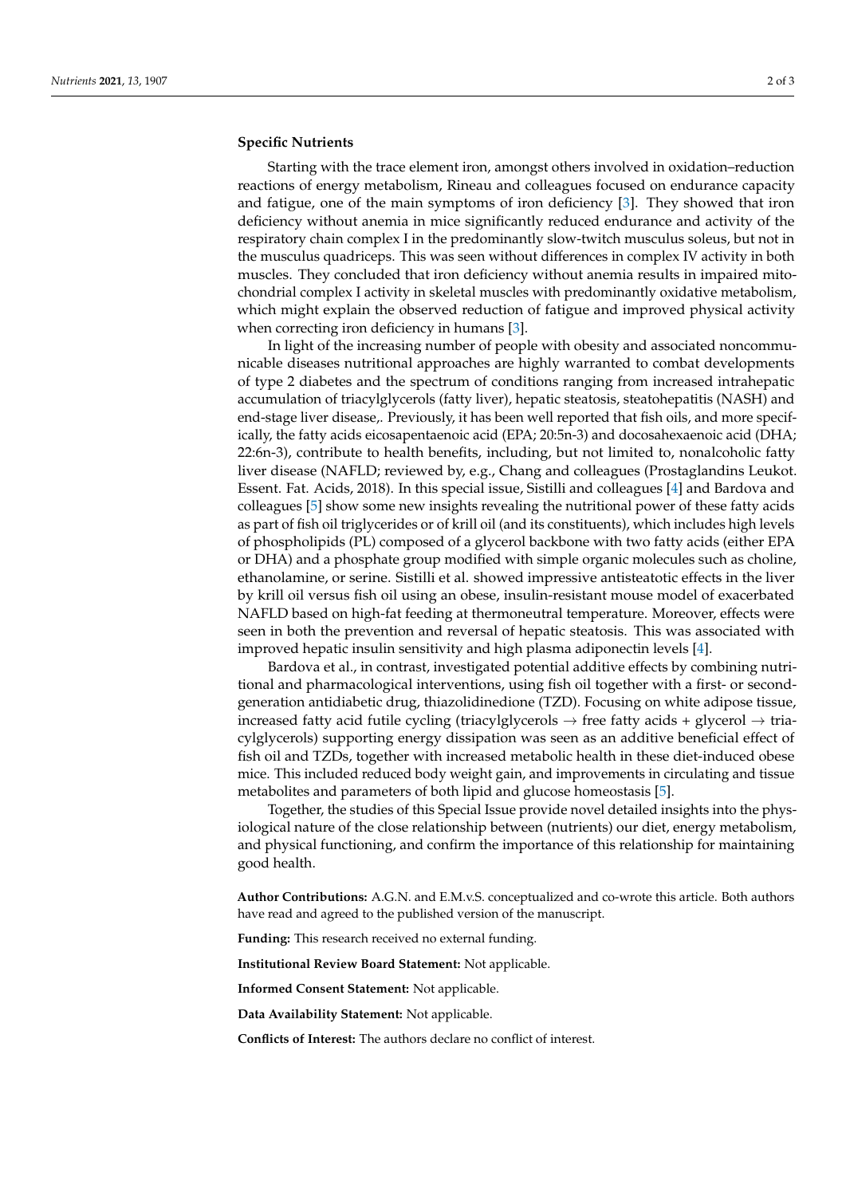**Specific Nutrients**

Starting with the trace element iron, amongst others involved in oxidation–reduction reactions of energy metabolism, Rineau and colleagues focused on endurance capacity and fatigue, one of the main symptoms of iron deficiency [3]. They showed that iron deficiency without anemia in mice significantly reduced endurance and activity of the respiratory chain complex I in the predominantly slow-twitch musculus soleus, but not in the musculus quadriceps. This was seen without differences in complex IV activity in both muscles. They concluded that iron deficiency without anemia results in impaired mitochondrial complex I activity in skeletal muscles with predominantly oxidative metabolism, which might explain the observed reduction of fatigue and improved physical activity when correcting iron deficiency in humans [3].

In light of the increasing number of people with obesity and associated noncommunicable diseases nutritional approaches are highly warranted to combat developments of type 2 diabetes and the spectrum of conditions ranging from increased intrahepatic accumulation of triacylglycerols (fatty liver), hepatic steatosis, steatohepatitis (NASH) and end-stage liver disease,. Previously, it has been well reported that fish oils, and more specifically, the fatty acids eicosapentaenoic acid (EPA; 20:5n-3) and docosahexaenoic acid (DHA; 22:6n-3), contribute to health benefits, including, but not limited to, nonalcoholic fatty liver disease (NAFLD; reviewed by, e.g., Chang and colleagues (Prostaglandins Leukot. Essent. Fat. Acids, 2018). In this special issue, Sistilli and colleagues [4] and Bardova and colleagues [5] show some new insights revealing the nutritional power of these fatty acids as part of fish oil triglycerides or of krill oil (and its constituents), which includes high levels of phospholipids (PL) composed of a glycerol backbone with two fatty acids (either EPA or DHA) and a phosphate group modified with simple organic molecules such as choline, ethanolamine, or serine. Sistilli et al. showed impressive antisteatotic effects in the liver by krill oil versus fish oil using an obese, insulin-resistant mouse model of exacerbated NAFLD based on high-fat feeding at thermoneutral temperature. Moreover, effects were seen in both the prevention and reversal of hepatic steatosis. This was associated with improved hepatic insulin sensitivity and high plasma adiponectin levels [4].

Bardova et al., in contrast, investigated potential additive effects by combining nutritional and pharmacological interventions, using fish oil together with a first- or second-generation antidiabetic drug, thiazolidinedione (TZD). Focusing on white adipose tissue, increased fatty acid futile cycling (triacylglycerols → free fatty acids + glycerol → triacylglycerols) supporting energy dissipation was seen as an additive beneficial effect of fish oil and TZDs, together with increased metabolic health in these diet-induced obese mice. This included reduced body weight gain, and improvements in circulating and tissue metabolites and parameters of both lipid and glucose homeostasis [5].

Together, the studies of this Special Issue provide novel detailed insights into the physiological nature of the close relationship between (nutrients) our diet, energy metabolism, and physical functioning, and confirm the importance of this relationship for maintaining good health.

**Author Contributions:** A.G.N. and E.M.v.S. conceptualized and co-wrote this article. Both authors have read and agreed to the published version of the manuscript.

**Funding:** This research received no external funding.

**Institutional Review Board Statement:** Not applicable.

**Informed Consent Statement:** Not applicable.

**Data Availability Statement:** Not applicable.

**Conflicts of Interest:** The authors declare no conflict of interest.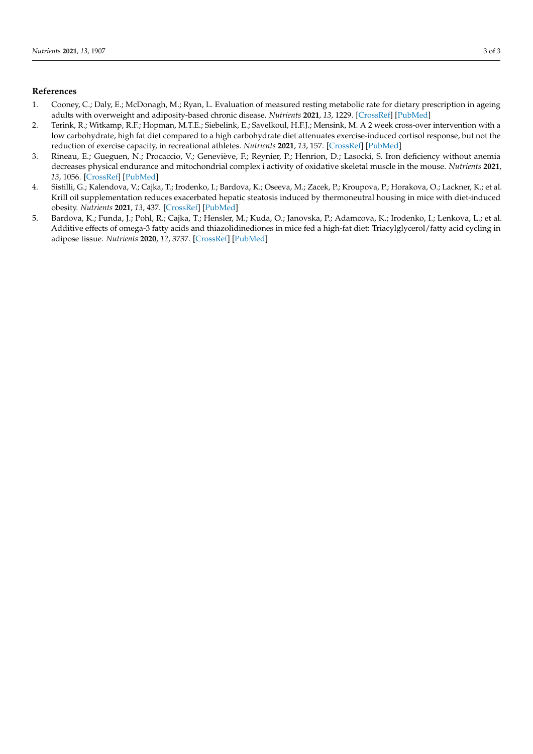## References

1. Cooney, C.; Daly, E.; McDonagh, M.; Ryan, L. Evaluation of measured resting metabolic rate for dietary prescription in ageing adults with overweight and adiposity-based chronic disease. *Nutrients* **2021**, *13*, 1229. [CrossRef] [PubMed]
2. Terink, R.; Witkamp, R.F.; Hopman, M.T.E.; Siebelink, E.; Savelkoul, H.F.J.; Mensink, M. A 2 week cross-over intervention with a low carbohydrate, high fat diet compared to a high carbohydrate diet attenuates exercise-induced cortisol response, but not the reduction of exercise capacity, in recreational athletes. *Nutrients* **2021**, *13*, 157. [CrossRef] [PubMed]
3. Rineau, E.; Gueguen, N.; Procaccio, V.; Geneviève, F.; Reynier, P.; Henrion, D.; Lasocki, S. Iron deficiency without anemia decreases physical endurance and mitochondrial complex i activity of oxidative skeletal muscle in the mouse. *Nutrients* **2021**, *13*, 1056. [CrossRef] [PubMed]
4. Sistilli, G.; Kalendova, V.; Cajka, T.; Irodenko, I.; Bardova, K.; Oseeva, M.; Zacek, P.; Kroupova, P.; Horakova, O.; Lackner, K.; et al. Krill oil supplementation reduces exacerbated hepatic steatosis induced by thermoneutral housing in mice with diet-induced obesity. *Nutrients* **2021**, *13*, 437. [CrossRef] [PubMed]
5. Bardova, K.; Funda, J.; Pohl, R.; Cajka, T.; Hensler, M.; Kuda, O.; Janovska, P.; Adamcova, K.; Irodenko, I.; Lenkova, L.; et al. Additive effects of omega-3 fatty acids and thiazolidinediones in mice fed a high-fat diet: Triacylglycerol/fatty acid cycling in adipose tissue. *Nutrients* **2020**, *12*, 3737. [CrossRef] [PubMed]